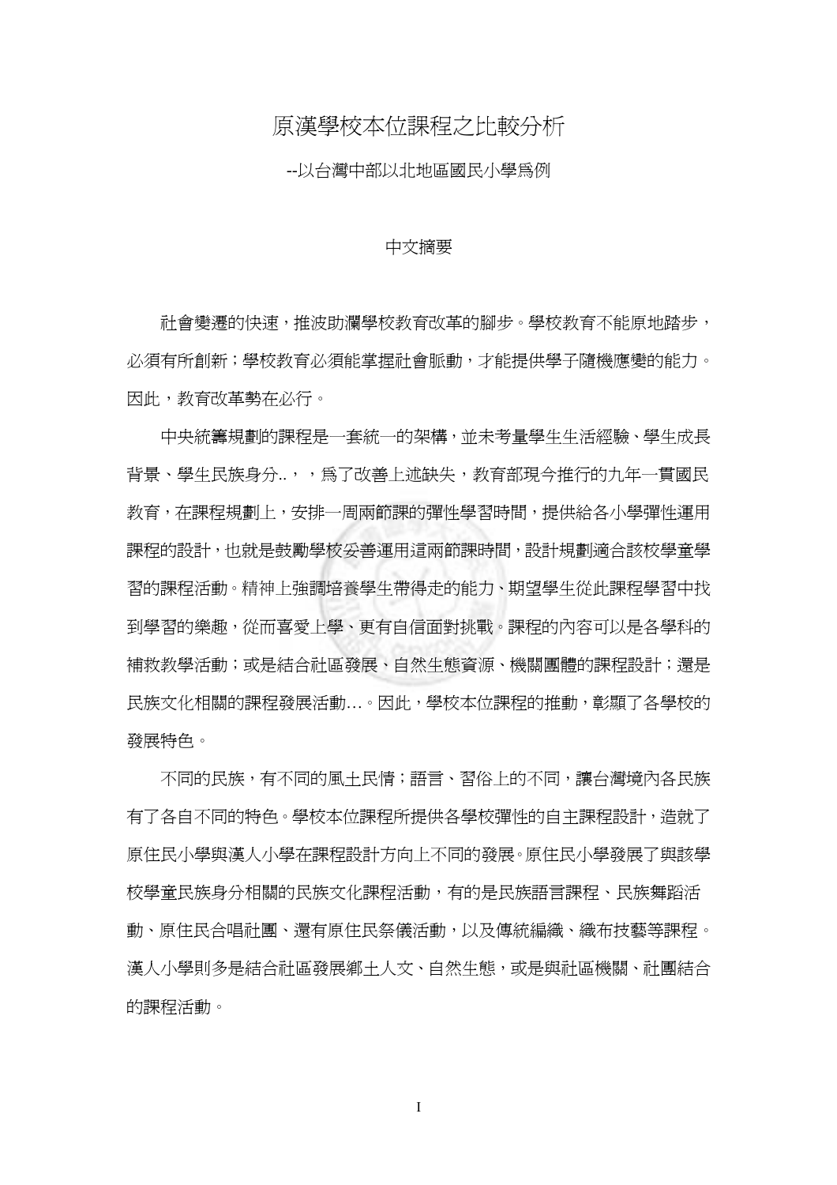# 原漢學校本位課程之比較分析

## --以台灣中部以北地區國民小學爲例

### 中文摘要

社會變遷的快速，推波助瀾學校教育改革的腳步。學校教育不能原地踏步，必須有所創新；學校教育必須能掌握社會脈動，才能提供學子隨機應變的能力。因此，教育改革勢在必行。

中央統籌規劃的課程是一套統一的架構，並未考量學生生活經驗、學生成長背景、學生民族身分..，，爲了改善上述缺失，教育部現今推行的九年一貫國民教育，在課程規劃上，安排一周兩節課的彈性學習時間，提供給各小學彈性運用課程的設計，也就是鼓勵學校妥善運用這兩節課時間，設計規劃適合該校學童學習的課程活動。精神上強調培養學生帶得走的能力、期望學生從此課程學習中找到學習的樂趣，從而喜愛上學、更有自信面對挑戰。課程的內容可以是各學科的補救教學活動；或是結合社區發展、自然生態資源、機關團體的課程設計；還是民族文化相關的課程發展活動…。因此，學校本位課程的推動，彰顯了各學校的發展特色。

不同的民族，有不同的風土民情；語言、習俗上的不同，讓台灣境內各民族有了各自不同的特色。學校本位課程所提供各學校彈性的自主課程設計，造就了原住民小學與漢人小學在課程設計方向上不同的發展。原住民小學發展了與該學校學童民族身分相關的民族文化課程活動，有的是民族語言課程、民族舞蹈活動、原住民合唱社團、還有原住民祭儀活動，以及傳統編織、織布技藝等課程。漢人小學則多是結合社區發展鄉土人文、自然生態，或是與社區機關、社團結合的課程活動。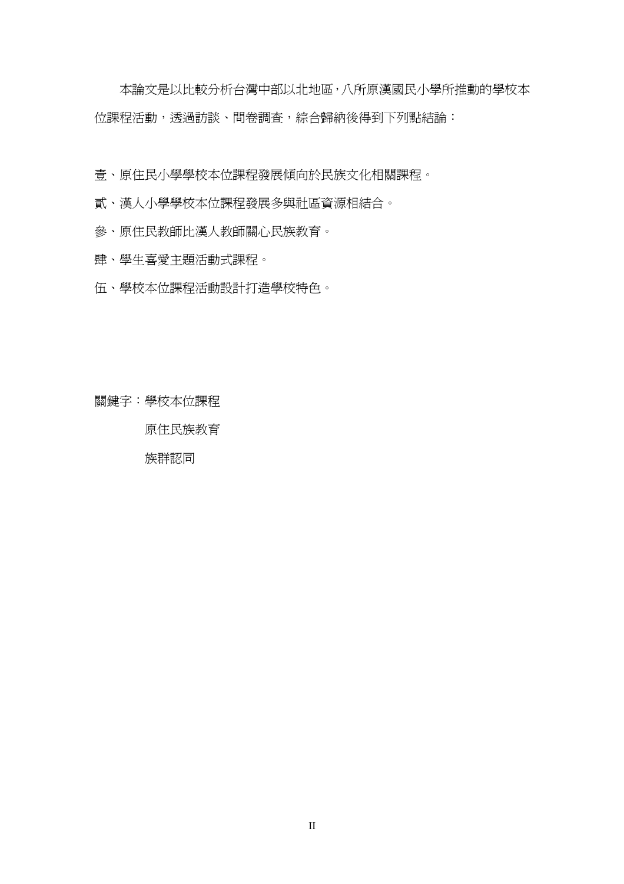本論文是以比較分析台灣中部以北地區，八所原漢國民小學所推動的學校本位課程活動，透過訪談、問卷調查，綜合歸納後得到下列點結論：

壹、原住民小學學校本位課程發展傾向於民族文化相關課程。

貳、漢人小學學校本位課程發展多與社區資源相結合。

參、原住民教師比漢人教師關心民族教育。

肆、學生喜愛主題活動式課程。

伍、學校本位課程活動設計打造學校特色。

關鍵字：學校本位課程

原住民族教育

族群認同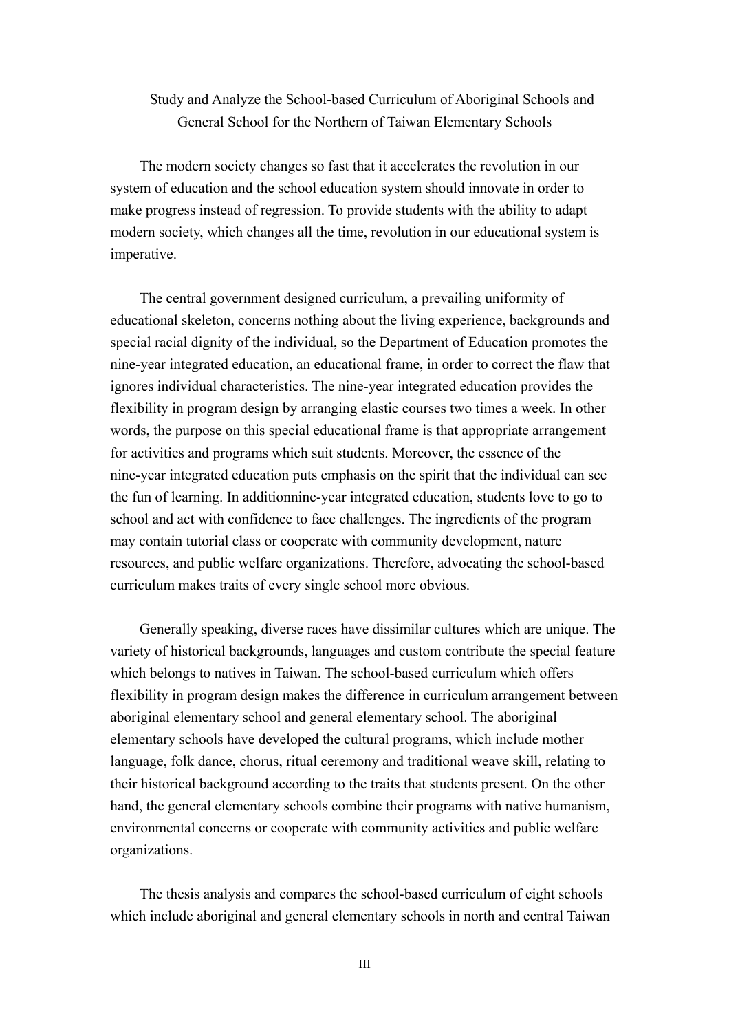Study and Analyze the School-based Curriculum of Aboriginal Schools and General School for the Northern of Taiwan Elementary Schools

The modern society changes so fast that it accelerates the revolution in our system of education and the school education system should innovate in order to make progress instead of regression. To provide students with the ability to adapt modern society, which changes all the time, revolution in our educational system is imperative.

The central government designed curriculum, a prevailing uniformity of educational skeleton, concerns nothing about the living experience, backgrounds and special racial dignity of the individual, so the Department of Education promotes the nine-year integrated education, an educational frame, in order to correct the flaw that ignores individual characteristics. The nine-year integrated education provides the flexibility in program design by arranging elastic courses two times a week. In other words, the purpose on this special educational frame is that appropriate arrangement for activities and programs which suit students. Moreover, the essence of the nine-year integrated education puts emphasis on the spirit that the individual can see the fun of learning. In additionnine-year integrated education, students love to go to school and act with confidence to face challenges. The ingredients of the program may contain tutorial class or cooperate with community development, nature resources, and public welfare organizations. Therefore, advocating the school-based curriculum makes traits of every single school more obvious.

Generally speaking, diverse races have dissimilar cultures which are unique. The variety of historical backgrounds, languages and custom contribute the special feature which belongs to natives in Taiwan. The school-based curriculum which offers flexibility in program design makes the difference in curriculum arrangement between aboriginal elementary school and general elementary school. The aboriginal elementary schools have developed the cultural programs, which include mother language, folk dance, chorus, ritual ceremony and traditional weave skill, relating to their historical background according to the traits that students present. On the other hand, the general elementary schools combine their programs with native humanism, environmental concerns or cooperate with community activities and public welfare organizations.

The thesis analysis and compares the school-based curriculum of eight schools which include aboriginal and general elementary schools in north and central Taiwan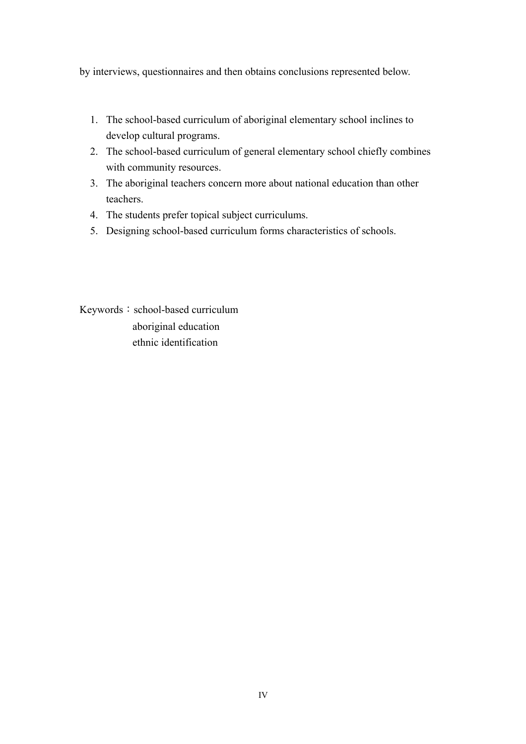by interviews, questionnaires and then obtains conclusions represented below.

1. The school-based curriculum of aboriginal elementary school inclines to develop cultural programs.
2. The school-based curriculum of general elementary school chiefly combines with community resources.
3. The aboriginal teachers concern more about national education than other teachers.
4. The students prefer topical subject curriculums.
5. Designing school-based curriculum forms characteristics of schools.

Keywords：school-based curriculum
aboriginal education
ethnic identification